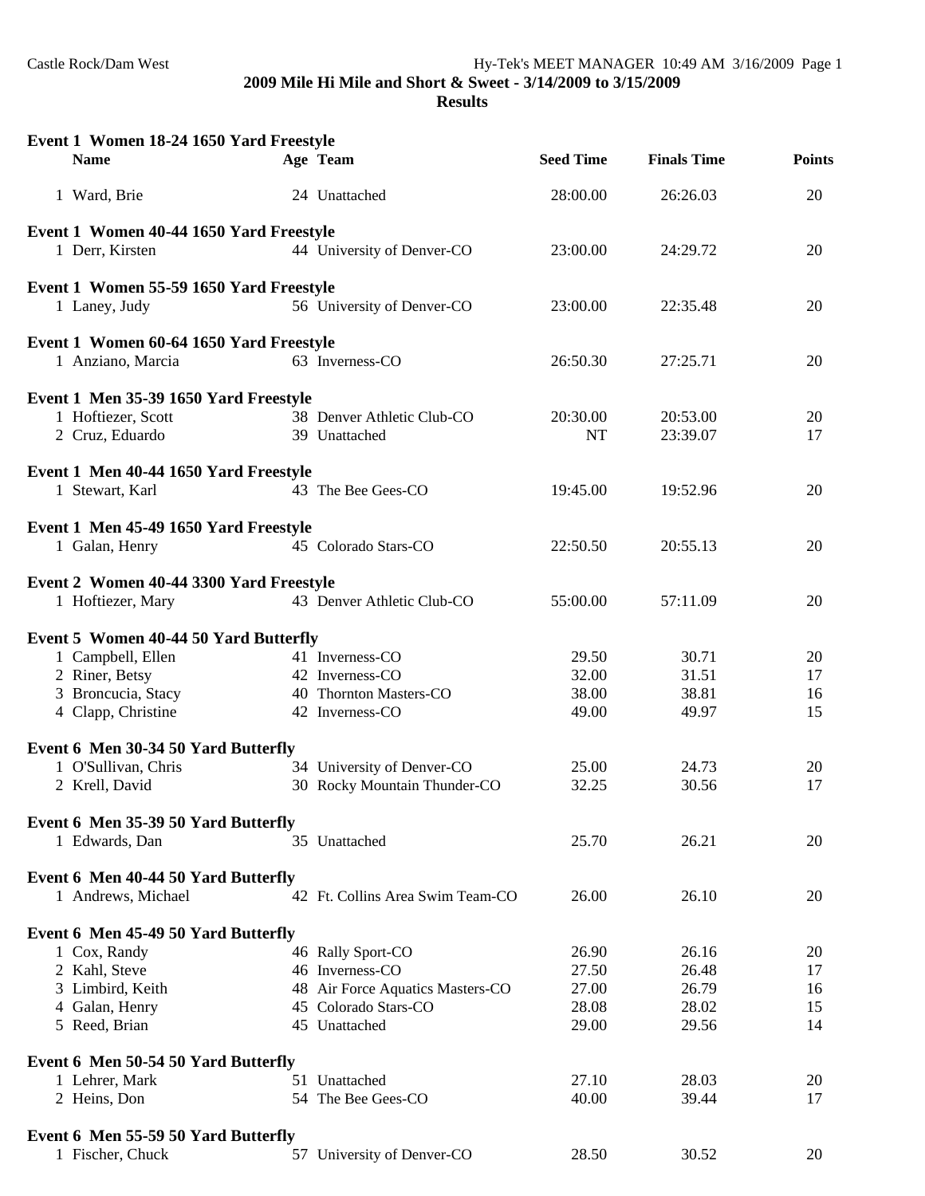## 2009 Mile Hi Mile and Short & Sweet - 3/14/2009 to 3/15/2009

### Results

**Event 1 Women 18-24 1650 Yard Freestyle**

| | Name | Age | Team | Seed Time | Finals Time | Points |
|---|---|---|---|---|---|---|
| 1 | Ward, Brie | 24 | Unattached | 28:00.00 | 26:26.03 | 20 |

**Event 1 Women 40-44 1650 Yard Freestyle**

| | Name | Age | Team | Seed Time | Finals Time | Points |
|---|---|---|---|---|---|---|
| 1 | Derr, Kirsten | 44 | University of Denver-CO | 23:00.00 | 24:29.72 | 20 |

**Event 1 Women 55-59 1650 Yard Freestyle**

| | Name | Age | Team | Seed Time | Finals Time | Points |
|---|---|---|---|---|---|---|
| 1 | Laney, Judy | 56 | University of Denver-CO | 23:00.00 | 22:35.48 | 20 |

**Event 1 Women 60-64 1650 Yard Freestyle**

| | Name | Age | Team | Seed Time | Finals Time | Points |
|---|---|---|---|---|---|---|
| 1 | Anziano, Marcia | 63 | Inverness-CO | 26:50.30 | 27:25.71 | 20 |

**Event 1 Men 35-39 1650 Yard Freestyle**

| | Name | Age | Team | Seed Time | Finals Time | Points |
|---|---|---|---|---|---|---|
| 1 | Hoftiezer, Scott | 38 | Denver Athletic Club-CO | 20:30.00 | 20:53.00 | 20 |
| 2 | Cruz, Eduardo | 39 | Unattached | NT | 23:39.07 | 17 |

**Event 1 Men 40-44 1650 Yard Freestyle**

| | Name | Age | Team | Seed Time | Finals Time | Points |
|---|---|---|---|---|---|---|
| 1 | Stewart, Karl | 43 | The Bee Gees-CO | 19:45.00 | 19:52.96 | 20 |

**Event 1 Men 45-49 1650 Yard Freestyle**

| | Name | Age | Team | Seed Time | Finals Time | Points |
|---|---|---|---|---|---|---|
| 1 | Galan, Henry | 45 | Colorado Stars-CO | 22:50.50 | 20:55.13 | 20 |

**Event 2 Women 40-44 3300 Yard Freestyle**

| | Name | Age | Team | Seed Time | Finals Time | Points |
|---|---|---|---|---|---|---|
| 1 | Hoftiezer, Mary | 43 | Denver Athletic Club-CO | 55:00.00 | 57:11.09 | 20 |

**Event 5 Women 40-44 50 Yard Butterfly**

| | Name | Age | Team | Seed Time | Finals Time | Points |
|---|---|---|---|---|---|---|
| 1 | Campbell, Ellen | 41 | Inverness-CO | 29.50 | 30.71 | 20 |
| 2 | Riner, Betsy | 42 | Inverness-CO | 32.00 | 31.51 | 17 |
| 3 | Broncucia, Stacy | 40 | Thornton Masters-CO | 38.00 | 38.81 | 16 |
| 4 | Clapp, Christine | 42 | Inverness-CO | 49.00 | 49.97 | 15 |

**Event 6 Men 30-34 50 Yard Butterfly**

| | Name | Age | Team | Seed Time | Finals Time | Points |
|---|---|---|---|---|---|---|
| 1 | O'Sullivan, Chris | 34 | University of Denver-CO | 25.00 | 24.73 | 20 |
| 2 | Krell, David | 30 | Rocky Mountain Thunder-CO | 32.25 | 30.56 | 17 |

**Event 6 Men 35-39 50 Yard Butterfly**

| | Name | Age | Team | Seed Time | Finals Time | Points |
|---|---|---|---|---|---|---|
| 1 | Edwards, Dan | 35 | Unattached | 25.70 | 26.21 | 20 |

**Event 6 Men 40-44 50 Yard Butterfly**

| | Name | Age | Team | Seed Time | Finals Time | Points |
|---|---|---|---|---|---|---|
| 1 | Andrews, Michael | 42 | Ft. Collins Area Swim Team-CO | 26.00 | 26.10 | 20 |

**Event 6 Men 45-49 50 Yard Butterfly**

| | Name | Age | Team | Seed Time | Finals Time | Points |
|---|---|---|---|---|---|---|
| 1 | Cox, Randy | 46 | Rally Sport-CO | 26.90 | 26.16 | 20 |
| 2 | Kahl, Steve | 46 | Inverness-CO | 27.50 | 26.48 | 17 |
| 3 | Limbird, Keith | 48 | Air Force Aquatics Masters-CO | 27.00 | 26.79 | 16 |
| 4 | Galan, Henry | 45 | Colorado Stars-CO | 28.08 | 28.02 | 15 |
| 5 | Reed, Brian | 45 | Unattached | 29.00 | 29.56 | 14 |

**Event 6 Men 50-54 50 Yard Butterfly**

| | Name | Age | Team | Seed Time | Finals Time | Points |
|---|---|---|---|---|---|---|
| 1 | Lehrer, Mark | 51 | Unattached | 27.10 | 28.03 | 20 |
| 2 | Heins, Don | 54 | The Bee Gees-CO | 40.00 | 39.44 | 17 |

**Event 6 Men 55-59 50 Yard Butterfly**

| | Name | Age | Team | Seed Time | Finals Time | Points |
|---|---|---|---|---|---|---|
| 1 | Fischer, Chuck | 57 | University of Denver-CO | 28.50 | 30.52 | 20 |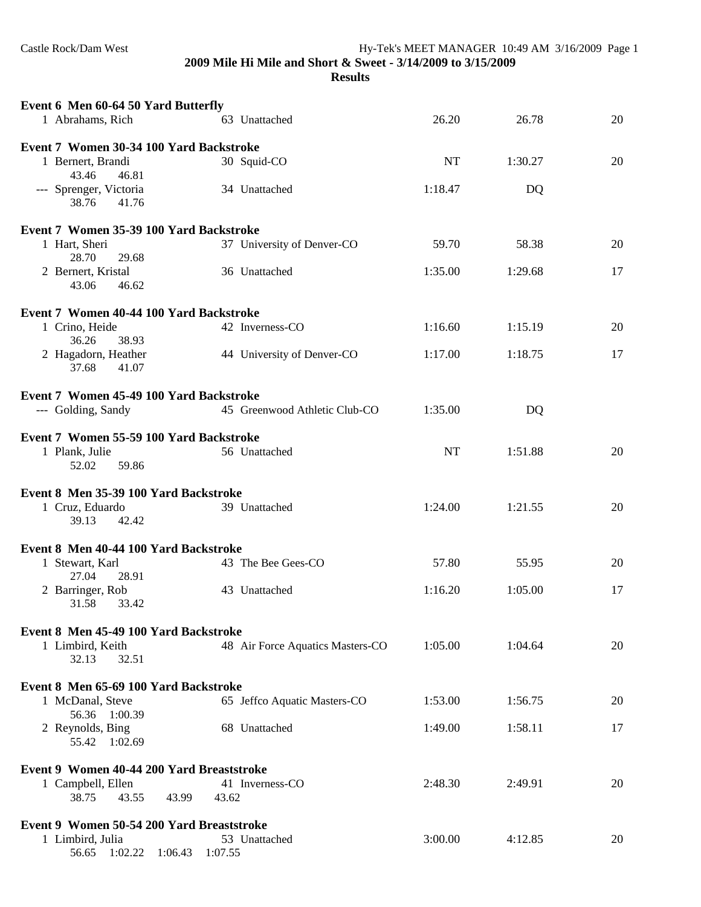**2009 Mile Hi Mile and Short & Sweet - 3/14/2009 to 3/15/2009**

**Results**

**Event 6 Men 60-64 50 Yard Butterfly**

| | Name | Age | Team | Seed Time | Finals Time | Points |
|---|---|---|---|---|---|---|
| 1 | Abrahams, Rich | 63 | Unattached | 26.20 | 26.78 | 20 |

**Event 7 Women 30-34 100 Yard Backstroke**

| | Name | Age | Team | Seed Time | Finals Time | Points |
|---|---|---|---|---|---|---|
| 1 | Bernert, Brandi | 30 | Squid-CO | NT | 1:30.27 | 20 |
| | 43.46 46.81 | | | | | |
| --- | Sprenger, Victoria | 34 | Unattached | 1:18.47 | DQ | |
| | 38.76 41.76 | | | | | |

**Event 7 Women 35-39 100 Yard Backstroke**

| | Name | Age | Team | Seed Time | Finals Time | Points |
|---|---|---|---|---|---|---|
| 1 | Hart, Sheri | 37 | University of Denver-CO | 59.70 | 58.38 | 20 |
| | 28.70 29.68 | | | | | |
| 2 | Bernert, Kristal | 36 | Unattached | 1:35.00 | 1:29.68 | 17 |
| | 43.06 46.62 | | | | | |

**Event 7 Women 40-44 100 Yard Backstroke**

| | Name | Age | Team | Seed Time | Finals Time | Points |
|---|---|---|---|---|---|---|
| 1 | Crino, Heide | 42 | Inverness-CO | 1:16.60 | 1:15.19 | 20 |
| | 36.26 38.93 | | | | | |
| 2 | Hagadorn, Heather | 44 | University of Denver-CO | 1:17.00 | 1:18.75 | 17 |
| | 37.68 41.07 | | | | | |

**Event 7 Women 45-49 100 Yard Backstroke**

| | Name | Age | Team | Seed Time | Finals Time | Points |
|---|---|---|---|---|---|---|
| --- | Golding, Sandy | 45 | Greenwood Athletic Club-CO | 1:35.00 | DQ | |

**Event 7 Women 55-59 100 Yard Backstroke**

| | Name | Age | Team | Seed Time | Finals Time | Points |
|---|---|---|---|---|---|---|
| 1 | Plank, Julie | 56 | Unattached | NT | 1:51.88 | 20 |
| | 52.02 59.86 | | | | | |

**Event 8 Men 35-39 100 Yard Backstroke**

| | Name | Age | Team | Seed Time | Finals Time | Points |
|---|---|---|---|---|---|---|
| 1 | Cruz, Eduardo | 39 | Unattached | 1:24.00 | 1:21.55 | 20 |
| | 39.13 42.42 | | | | | |

**Event 8 Men 40-44 100 Yard Backstroke**

| | Name | Age | Team | Seed Time | Finals Time | Points |
|---|---|---|---|---|---|---|
| 1 | Stewart, Karl | 43 | The Bee Gees-CO | 57.80 | 55.95 | 20 |
| | 27.04 28.91 | | | | | |
| 2 | Barringer, Rob | 43 | Unattached | 1:16.20 | 1:05.00 | 17 |
| | 31.58 33.42 | | | | | |

**Event 8 Men 45-49 100 Yard Backstroke**

| | Name | Age | Team | Seed Time | Finals Time | Points |
|---|---|---|---|---|---|---|
| 1 | Limbird, Keith | 48 | Air Force Aquatics Masters-CO | 1:05.00 | 1:04.64 | 20 |
| | 32.13 32.51 | | | | | |

**Event 8 Men 65-69 100 Yard Backstroke**

| | Name | Age | Team | Seed Time | Finals Time | Points |
|---|---|---|---|---|---|---|
| 1 | McDanal, Steve | 65 | Jeffco Aquatic Masters-CO | 1:53.00 | 1:56.75 | 20 |
| | 56.36 1:00.39 | | | | | |
| 2 | Reynolds, Bing | 68 | Unattached | 1:49.00 | 1:58.11 | 17 |
| | 55.42 1:02.69 | | | | | |

**Event 9 Women 40-44 200 Yard Breaststroke**

| | Name | Age | Team | Seed Time | Finals Time | Points |
|---|---|---|---|---|---|---|
| 1 | Campbell, Ellen | 41 | Inverness-CO | 2:48.30 | 2:49.91 | 20 |
| | 38.75 43.55 43.99 43.62 | | | | | |

**Event 9 Women 50-54 200 Yard Breaststroke**

| | Name | Age | Team | Seed Time | Finals Time | Points |
|---|---|---|---|---|---|---|
| 1 | Limbird, Julia | 53 | Unattached | 3:00.00 | 4:12.85 | 20 |
| | 56.65 1:02.22 1:06.43 1:07.55 | | | | | |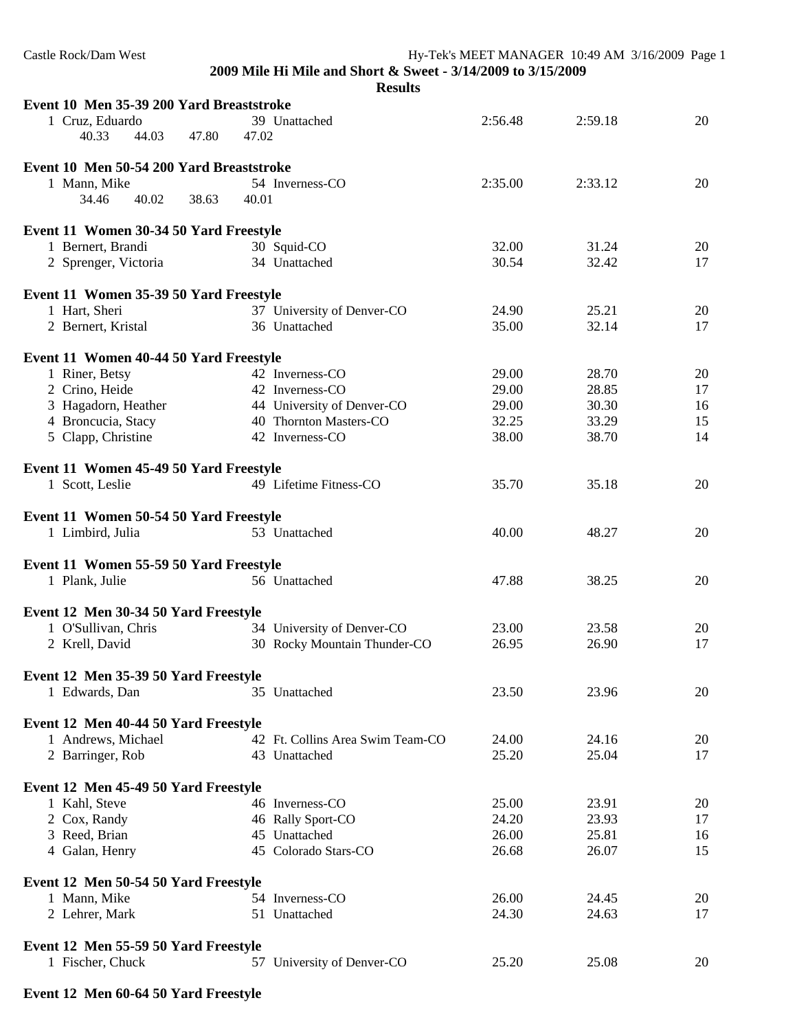**2009 Mile Hi Mile and Short & Sweet - 3/14/2009 to 3/15/2009**

**Results**

**Event 10 Men 35-39 200 Yard Breaststroke**

| | Name | Age | Team | Seed | Finals | Points |
|---|---|---|---|---|---|---|
| 1 | Cruz, Eduardo | 39 | Unattached | 2:56.48 | 2:59.18 | 20 |
| | 40.33 44.03 47.80 47.02 | | | | | |

**Event 10 Men 50-54 200 Yard Breaststroke**

| | Name | Age | Team | Seed | Finals | Points |
|---|---|---|---|---|---|---|
| 1 | Mann, Mike | 54 | Inverness-CO | 2:35.00 | 2:33.12 | 20 |
| | 34.46 40.02 38.63 40.01 | | | | | |

**Event 11 Women 30-34 50 Yard Freestyle**

| | Name | Age | Team | Seed | Finals | Points |
|---|---|---|---|---|---|---|
| 1 | Bernert, Brandi | 30 | Squid-CO | 32.00 | 31.24 | 20 |
| 2 | Sprenger, Victoria | 34 | Unattached | 30.54 | 32.42 | 17 |

**Event 11 Women 35-39 50 Yard Freestyle**

| | Name | Age | Team | Seed | Finals | Points |
|---|---|---|---|---|---|---|
| 1 | Hart, Sheri | 37 | University of Denver-CO | 24.90 | 25.21 | 20 |
| 2 | Bernert, Kristal | 36 | Unattached | 35.00 | 32.14 | 17 |

**Event 11 Women 40-44 50 Yard Freestyle**

| | Name | Age | Team | Seed | Finals | Points |
|---|---|---|---|---|---|---|
| 1 | Riner, Betsy | 42 | Inverness-CO | 29.00 | 28.70 | 20 |
| 2 | Crino, Heide | 42 | Inverness-CO | 29.00 | 28.85 | 17 |
| 3 | Hagadorn, Heather | 44 | University of Denver-CO | 29.00 | 30.30 | 16 |
| 4 | Broncucia, Stacy | 40 | Thornton Masters-CO | 32.25 | 33.29 | 15 |
| 5 | Clapp, Christine | 42 | Inverness-CO | 38.00 | 38.70 | 14 |

**Event 11 Women 45-49 50 Yard Freestyle**

| | Name | Age | Team | Seed | Finals | Points |
|---|---|---|---|---|---|---|
| 1 | Scott, Leslie | 49 | Lifetime Fitness-CO | 35.70 | 35.18 | 20 |

**Event 11 Women 50-54 50 Yard Freestyle**

| | Name | Age | Team | Seed | Finals | Points |
|---|---|---|---|---|---|---|
| 1 | Limbird, Julia | 53 | Unattached | 40.00 | 48.27 | 20 |

**Event 11 Women 55-59 50 Yard Freestyle**

| | Name | Age | Team | Seed | Finals | Points |
|---|---|---|---|---|---|---|
| 1 | Plank, Julie | 56 | Unattached | 47.88 | 38.25 | 20 |

**Event 12 Men 30-34 50 Yard Freestyle**

| | Name | Age | Team | Seed | Finals | Points |
|---|---|---|---|---|---|---|
| 1 | O'Sullivan, Chris | 34 | University of Denver-CO | 23.00 | 23.58 | 20 |
| 2 | Krell, David | 30 | Rocky Mountain Thunder-CO | 26.95 | 26.90 | 17 |

**Event 12 Men 35-39 50 Yard Freestyle**

| | Name | Age | Team | Seed | Finals | Points |
|---|---|---|---|---|---|---|
| 1 | Edwards, Dan | 35 | Unattached | 23.50 | 23.96 | 20 |

**Event 12 Men 40-44 50 Yard Freestyle**

| | Name | Age | Team | Seed | Finals | Points |
|---|---|---|---|---|---|---|
| 1 | Andrews, Michael | 42 | Ft. Collins Area Swim Team-CO | 24.00 | 24.16 | 20 |
| 2 | Barringer, Rob | 43 | Unattached | 25.20 | 25.04 | 17 |

**Event 12 Men 45-49 50 Yard Freestyle**

| | Name | Age | Team | Seed | Finals | Points |
|---|---|---|---|---|---|---|
| 1 | Kahl, Steve | 46 | Inverness-CO | 25.00 | 23.91 | 20 |
| 2 | Cox, Randy | 46 | Rally Sport-CO | 24.20 | 23.93 | 17 |
| 3 | Reed, Brian | 45 | Unattached | 26.00 | 25.81 | 16 |
| 4 | Galan, Henry | 45 | Colorado Stars-CO | 26.68 | 26.07 | 15 |

**Event 12 Men 50-54 50 Yard Freestyle**

| | Name | Age | Team | Seed | Finals | Points |
|---|---|---|---|---|---|---|
| 1 | Mann, Mike | 54 | Inverness-CO | 26.00 | 24.45 | 20 |
| 2 | Lehrer, Mark | 51 | Unattached | 24.30 | 24.63 | 17 |

**Event 12 Men 55-59 50 Yard Freestyle**

| | Name | Age | Team | Seed | Finals | Points |
|---|---|---|---|---|---|---|
| 1 | Fischer, Chuck | 57 | University of Denver-CO | 25.20 | 25.08 | 20 |

**Event 12 Men 60-64 50 Yard Freestyle**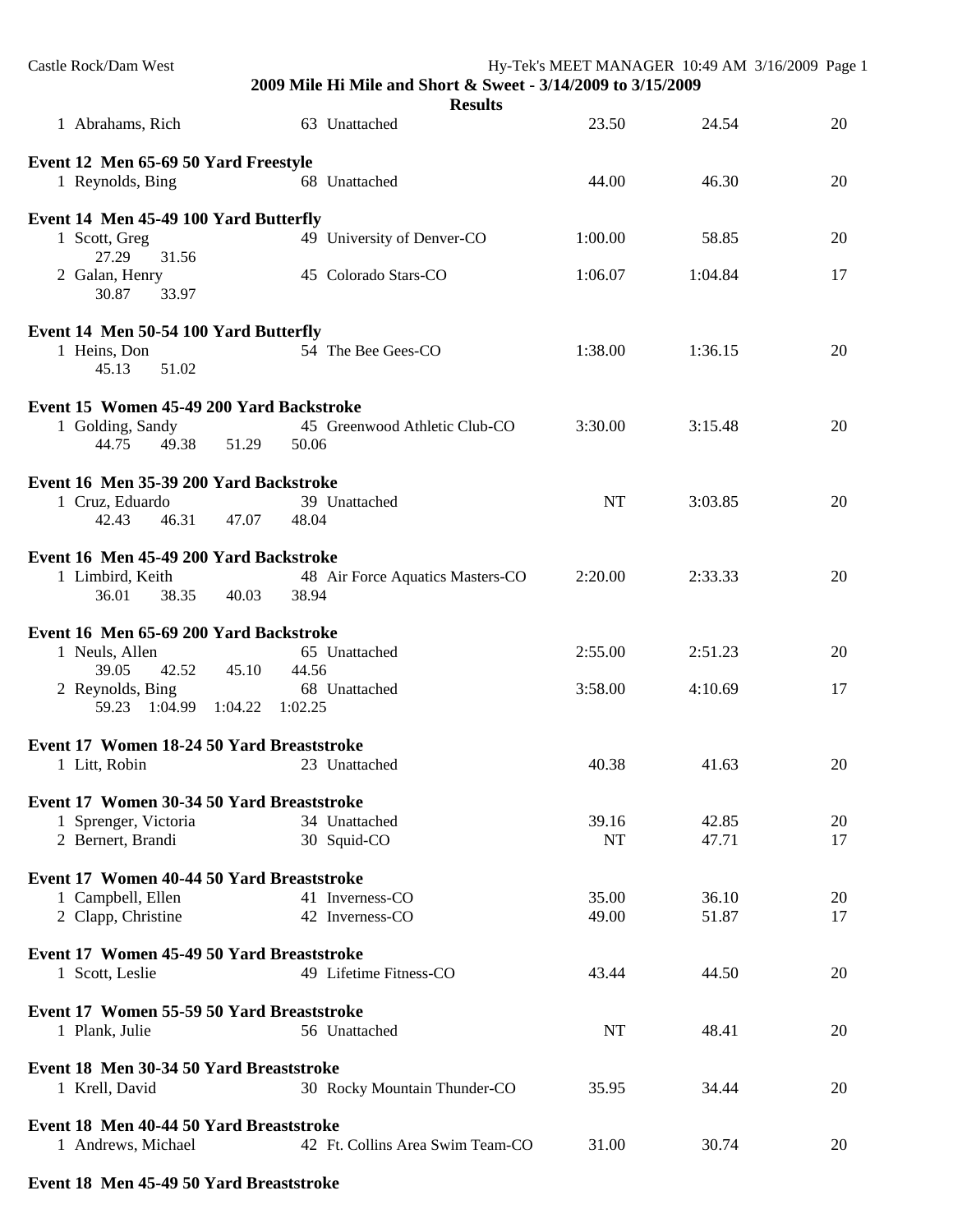2009 Mile Hi Mile and Short & Sweet - 3/14/2009 to 3/15/2009

**Results**

| | | | | | |
|---|---|---|---|---|---|
| 1 Abrahams, Rich | 63 Unattached | 23.50 | 24.54 | 20 |

**Event 12 Men 65-69 50 Yard Freestyle**

| | | | | |
|---|---|---|---|---|
| 1 Reynolds, Bing | 68 Unattached | 44.00 | 46.30 | 20 |

**Event 14 Men 45-49 100 Yard Butterfly**

| | | | | |
|---|---|---|---|---|
| 1 Scott, Greg | 49 University of Denver-CO | 1:00.00 | 58.85 | 20 |
| 27.29 31.56 | | | | |
| 2 Galan, Henry | 45 Colorado Stars-CO | 1:06.07 | 1:04.84 | 17 |
| 30.87 33.97 | | | | |

**Event 14 Men 50-54 100 Yard Butterfly**

| | | | | |
|---|---|---|---|---|
| 1 Heins, Don | 54 The Bee Gees-CO | 1:38.00 | 1:36.15 | 20 |
| 45.13 51.02 | | | | |

**Event 15 Women 45-49 200 Yard Backstroke**

| | | | | |
|---|---|---|---|---|
| 1 Golding, Sandy | 45 Greenwood Athletic Club-CO | 3:30.00 | 3:15.48 | 20 |
| 44.75 49.38 51.29 50.06 | | | | |

**Event 16 Men 35-39 200 Yard Backstroke**

| | | | | |
|---|---|---|---|---|
| 1 Cruz, Eduardo | 39 Unattached | NT | 3:03.85 | 20 |
| 42.43 46.31 47.07 48.04 | | | | |

**Event 16 Men 45-49 200 Yard Backstroke**

| | | | | |
|---|---|---|---|---|
| 1 Limbird, Keith | 48 Air Force Aquatics Masters-CO | 2:20.00 | 2:33.33 | 20 |
| 36.01 38.35 40.03 38.94 | | | | |

**Event 16 Men 65-69 200 Yard Backstroke**

| | | | | |
|---|---|---|---|---|
| 1 Neuls, Allen | 65 Unattached | 2:55.00 | 2:51.23 | 20 |
| 39.05 42.52 45.10 44.56 | | | | |
| 2 Reynolds, Bing | 68 Unattached | 3:58.00 | 4:10.69 | 17 |
| 59.23 1:04.99 1:04.22 1:02.25 | | | | |

**Event 17 Women 18-24 50 Yard Breaststroke**

| | | | | |
|---|---|---|---|---|
| 1 Litt, Robin | 23 Unattached | 40.38 | 41.63 | 20 |

**Event 17 Women 30-34 50 Yard Breaststroke**

| | | | | |
|---|---|---|---|---|
| 1 Sprenger, Victoria | 34 Unattached | 39.16 | 42.85 | 20 |
| 2 Bernert, Brandi | 30 Squid-CO | NT | 47.71 | 17 |

**Event 17 Women 40-44 50 Yard Breaststroke**

| | | | | |
|---|---|---|---|---|
| 1 Campbell, Ellen | 41 Inverness-CO | 35.00 | 36.10 | 20 |
| 2 Clapp, Christine | 42 Inverness-CO | 49.00 | 51.87 | 17 |

**Event 17 Women 45-49 50 Yard Breaststroke**

| | | | | |
|---|---|---|---|---|
| 1 Scott, Leslie | 49 Lifetime Fitness-CO | 43.44 | 44.50 | 20 |

**Event 17 Women 55-59 50 Yard Breaststroke**

| | | | | |
|---|---|---|---|---|
| 1 Plank, Julie | 56 Unattached | NT | 48.41 | 20 |

**Event 18 Men 30-34 50 Yard Breaststroke**

| | | | | |
|---|---|---|---|---|
| 1 Krell, David | 30 Rocky Mountain Thunder-CO | 35.95 | 34.44 | 20 |

**Event 18 Men 40-44 50 Yard Breaststroke**

| | | | | |
|---|---|---|---|---|
| 1 Andrews, Michael | 42 Ft. Collins Area Swim Team-CO | 31.00 | 30.74 | 20 |

**Event 18 Men 45-49 50 Yard Breaststroke**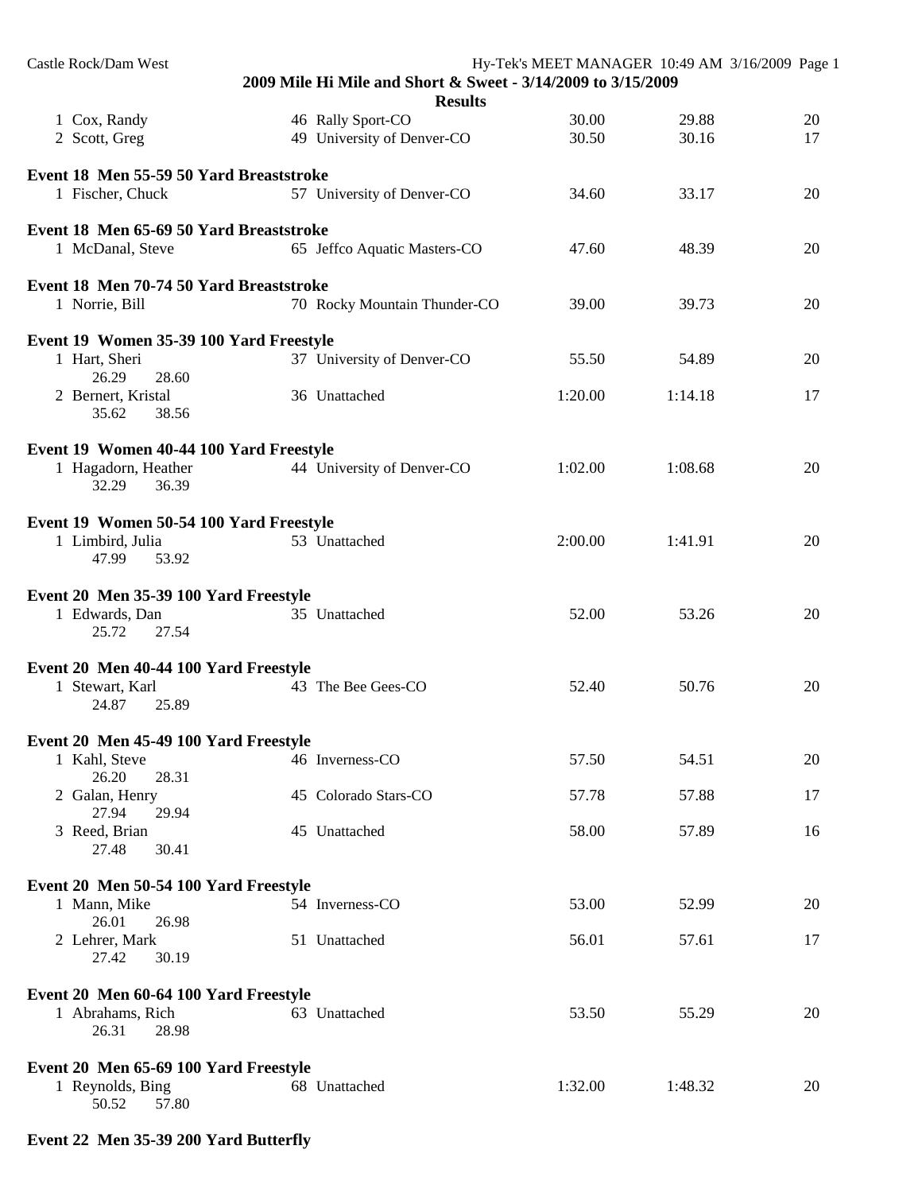## 2009 Mile Hi Mile and Short & Sweet - 3/14/2009 to 3/15/2009

### Results

| | Name | Age | Team | Seed Time | Finals Time | Points |
|---|---|---|---|---|---|---|
| 1 | Cox, Randy | 46 | Rally Sport-CO | 30.00 | 29.88 | 20 |
| 2 | Scott, Greg | 49 | University of Denver-CO | 30.50 | 30.16 | 17 |

**Event 18 Men 55-59 50 Yard Breaststroke**

| | Name | Age | Team | Seed Time | Finals Time | Points |
|---|---|---|---|---|---|---|
| 1 | Fischer, Chuck | 57 | University of Denver-CO | 34.60 | 33.17 | 20 |

**Event 18 Men 65-69 50 Yard Breaststroke**

| | Name | Age | Team | Seed Time | Finals Time | Points |
|---|---|---|---|---|---|---|
| 1 | McDanal, Steve | 65 | Jeffco Aquatic Masters-CO | 47.60 | 48.39 | 20 |

**Event 18 Men 70-74 50 Yard Breaststroke**

| | Name | Age | Team | Seed Time | Finals Time | Points |
|---|---|---|---|---|---|---|
| 1 | Norrie, Bill | 70 | Rocky Mountain Thunder-CO | 39.00 | 39.73 | 20 |

**Event 19 Women 35-39 100 Yard Freestyle**

| | Name | Age | Team | Seed Time | Finals Time | Points |
|---|---|---|---|---|---|---|
| 1 | Hart, Sheri | 37 | University of Denver-CO | 55.50 | 54.89 | 20 |
| | 26.29 28.60 | | | | | |
| 2 | Bernert, Kristal | 36 | Unattached | 1:20.00 | 1:14.18 | 17 |
| | 35.62 38.56 | | | | | |

**Event 19 Women 40-44 100 Yard Freestyle**

| | Name | Age | Team | Seed Time | Finals Time | Points |
|---|---|---|---|---|---|---|
| 1 | Hagadorn, Heather | 44 | University of Denver-CO | 1:02.00 | 1:08.68 | 20 |
| | 32.29 36.39 | | | | | |

**Event 19 Women 50-54 100 Yard Freestyle**

| | Name | Age | Team | Seed Time | Finals Time | Points |
|---|---|---|---|---|---|---|
| 1 | Limbird, Julia | 53 | Unattached | 2:00.00 | 1:41.91 | 20 |
| | 47.99 53.92 | | | | | |

**Event 20 Men 35-39 100 Yard Freestyle**

| | Name | Age | Team | Seed Time | Finals Time | Points |
|---|---|---|---|---|---|---|
| 1 | Edwards, Dan | 35 | Unattached | 52.00 | 53.26 | 20 |
| | 25.72 27.54 | | | | | |

**Event 20 Men 40-44 100 Yard Freestyle**

| | Name | Age | Team | Seed Time | Finals Time | Points |
|---|---|---|---|---|---|---|
| 1 | Stewart, Karl | 43 | The Bee Gees-CO | 52.40 | 50.76 | 20 |
| | 24.87 25.89 | | | | | |

**Event 20 Men 45-49 100 Yard Freestyle**

| | Name | Age | Team | Seed Time | Finals Time | Points |
|---|---|---|---|---|---|---|
| 1 | Kahl, Steve | 46 | Inverness-CO | 57.50 | 54.51 | 20 |
| | 26.20 28.31 | | | | | |
| 2 | Galan, Henry | 45 | Colorado Stars-CO | 57.78 | 57.88 | 17 |
| | 27.94 29.94 | | | | | |
| 3 | Reed, Brian | 45 | Unattached | 58.00 | 57.89 | 16 |
| | 27.48 30.41 | | | | | |

**Event 20 Men 50-54 100 Yard Freestyle**

| | Name | Age | Team | Seed Time | Finals Time | Points |
|---|---|---|---|---|---|---|
| 1 | Mann, Mike | 54 | Inverness-CO | 53.00 | 52.99 | 20 |
| | 26.01 26.98 | | | | | |
| 2 | Lehrer, Mark | 51 | Unattached | 56.01 | 57.61 | 17 |
| | 27.42 30.19 | | | | | |

**Event 20 Men 60-64 100 Yard Freestyle**

| | Name | Age | Team | Seed Time | Finals Time | Points |
|---|---|---|---|---|---|---|
| 1 | Abrahams, Rich | 63 | Unattached | 53.50 | 55.29 | 20 |
| | 26.31 28.98 | | | | | |

**Event 20 Men 65-69 100 Yard Freestyle**

| | Name | Age | Team | Seed Time | Finals Time | Points |
|---|---|---|---|---|---|---|
| 1 | Reynolds, Bing | 68 | Unattached | 1:32.00 | 1:48.32 | 20 |
| | 50.52 57.80 | | | | | |

**Event 22 Men 35-39 200 Yard Butterfly**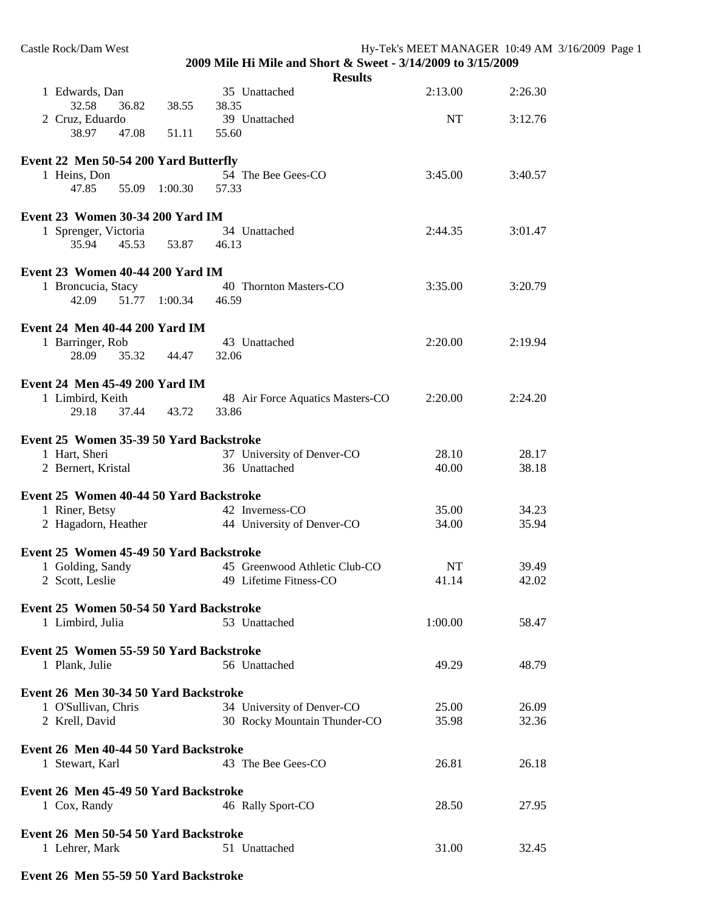**2009 Mile Hi Mile and Short & Sweet - 3/14/2009 to 3/15/2009**

**Results**

```
  1 Edwards, Dan                    35 Unattached                       2:13.00      2:26.30
      32.58     36.82     38.55     38.35
  2 Cruz, Eduardo                   39 Unattached                            NT      3:12.76
      38.97     47.08     51.11     55.60
```

**Event 22 Men 50-54 200 Yard Butterfly**

```
  1 Heins, Don                      54 The Bee Gees-CO                  3:45.00      3:40.57
      47.85     55.09   1:00.30     57.33
```

**Event 23 Women 30-34 200 Yard IM**

```
  1 Sprenger, Victoria              34 Unattached                       2:44.35      3:01.47
      35.94     45.53     53.87     46.13
```

**Event 23 Women 40-44 200 Yard IM**

```
  1 Broncucia, Stacy                40 Thornton Masters-CO              3:35.00      3:20.79
      42.09     51.77   1:00.34     46.59
```

**Event 24 Men 40-44 200 Yard IM**

```
  1 Barringer, Rob                  43 Unattached                       2:20.00      2:19.94
      28.09     35.32     44.47     32.06
```

**Event 24 Men 45-49 200 Yard IM**

```
  1 Limbird, Keith                  48 Air Force Aquatics Masters-CO    2:20.00      2:24.20
      29.18     37.44     43.72     33.86
```

**Event 25 Women 35-39 50 Yard Backstroke**

```
  1 Hart, Sheri                     37 University of Denver-CO            28.10        28.17
  2 Bernert, Kristal                36 Unattached                         40.00        38.18
```

**Event 25 Women 40-44 50 Yard Backstroke**

```
  1 Riner, Betsy                    42 Inverness-CO                       35.00        34.23
  2 Hagadorn, Heather               44 University of Denver-CO            34.00        35.94
```

**Event 25 Women 45-49 50 Yard Backstroke**

```
  1 Golding, Sandy                  45 Greenwood Athletic Club-CO            NT        39.49
  2 Scott, Leslie                   49 Lifetime Fitness-CO                41.14        42.02
```

**Event 25 Women 50-54 50 Yard Backstroke**

```
  1 Limbird, Julia                  53 Unattached                       1:00.00        58.47
```

**Event 25 Women 55-59 50 Yard Backstroke**

```
  1 Plank, Julie                    56 Unattached                         49.29        48.79
```

**Event 26 Men 30-34 50 Yard Backstroke**

```
  1 O'Sullivan, Chris               34 University of Denver-CO            25.00        26.09
  2 Krell, David                    30 Rocky Mountain Thunder-CO          35.98        32.36
```

**Event 26 Men 40-44 50 Yard Backstroke**

```
  1 Stewart, Karl                   43 The Bee Gees-CO                    26.81        26.18
```

**Event 26 Men 45-49 50 Yard Backstroke**

```
  1 Cox, Randy                      46 Rally Sport-CO                     28.50        27.95
```

**Event 26 Men 50-54 50 Yard Backstroke**

```
  1 Lehrer, Mark                    51 Unattached                         31.00        32.45
```

**Event 26 Men 55-59 50 Yard Backstroke**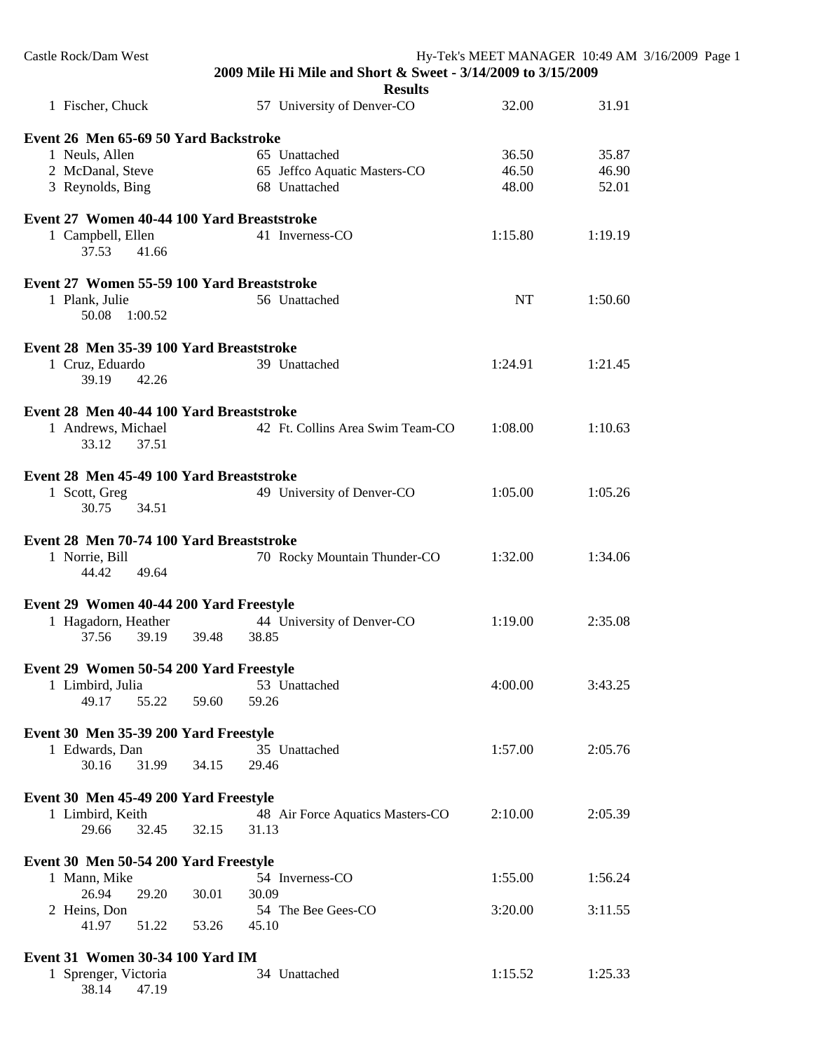**2009 Mile Hi Mile and Short & Sweet - 3/14/2009 to 3/15/2009**

**Results**

| | | | | |
|---|---|---|---|---|
| 1 Fischer, Chuck | 57 | University of Denver-CO | 32.00 | 31.91 |

### Event 26 Men 65-69 50 Yard Backstroke

| | | | | |
|---|---|---|---|---|
| 1 Neuls, Allen | 65 | Unattached | 36.50 | 35.87 |
| 2 McDanal, Steve | 65 | Jeffco Aquatic Masters-CO | 46.50 | 46.90 |
| 3 Reynolds, Bing | 68 | Unattached | 48.00 | 52.01 |

### Event 27 Women 40-44 100 Yard Breaststroke

| | | | | |
|---|---|---|---|---|
| 1 Campbell, Ellen | 41 | Inverness-CO | 1:15.80 | 1:19.19 |
| 37.53 41.66 | | | | |

### Event 27 Women 55-59 100 Yard Breaststroke

| | | | | |
|---|---|---|---|---|
| 1 Plank, Julie | 56 | Unattached | NT | 1:50.60 |
| 50.08 1:00.52 | | | | |

### Event 28 Men 35-39 100 Yard Breaststroke

| | | | | |
|---|---|---|---|---|
| 1 Cruz, Eduardo | 39 | Unattached | 1:24.91 | 1:21.45 |
| 39.19 42.26 | | | | |

### Event 28 Men 40-44 100 Yard Breaststroke

| | | | | |
|---|---|---|---|---|
| 1 Andrews, Michael | 42 | Ft. Collins Area Swim Team-CO | 1:08.00 | 1:10.63 |
| 33.12 37.51 | | | | |

### Event 28 Men 45-49 100 Yard Breaststroke

| | | | | |
|---|---|---|---|---|
| 1 Scott, Greg | 49 | University of Denver-CO | 1:05.00 | 1:05.26 |
| 30.75 34.51 | | | | |

### Event 28 Men 70-74 100 Yard Breaststroke

| | | | | |
|---|---|---|---|---|
| 1 Norrie, Bill | 70 | Rocky Mountain Thunder-CO | 1:32.00 | 1:34.06 |
| 44.42 49.64 | | | | |

### Event 29 Women 40-44 200 Yard Freestyle

| | | | | |
|---|---|---|---|---|
| 1 Hagadorn, Heather | 44 | University of Denver-CO | 1:19.00 | 2:35.08 |
| 37.56 39.19 39.48 38.85 | | | | |

### Event 29 Women 50-54 200 Yard Freestyle

| | | | | |
|---|---|---|---|---|
| 1 Limbird, Julia | 53 | Unattached | 4:00.00 | 3:43.25 |
| 49.17 55.22 59.60 59.26 | | | | |

### Event 30 Men 35-39 200 Yard Freestyle

| | | | | |
|---|---|---|---|---|
| 1 Edwards, Dan | 35 | Unattached | 1:57.00 | 2:05.76 |
| 30.16 31.99 34.15 29.46 | | | | |

### Event 30 Men 45-49 200 Yard Freestyle

| | | | | |
|---|---|---|---|---|
| 1 Limbird, Keith | 48 | Air Force Aquatics Masters-CO | 2:10.00 | 2:05.39 |
| 29.66 32.45 32.15 31.13 | | | | |

### Event 30 Men 50-54 200 Yard Freestyle

| | | | | |
|---|---|---|---|---|
| 1 Mann, Mike | 54 | Inverness-CO | 1:55.00 | 1:56.24 |
| 26.94 29.20 30.01 30.09 | | | | |
| 2 Heins, Don | 54 | The Bee Gees-CO | 3:20.00 | 3:11.55 |
| 41.97 51.22 53.26 45.10 | | | | |

### Event 31 Women 30-34 100 Yard IM

| | | | | |
|---|---|---|---|---|
| 1 Sprenger, Victoria | 34 | Unattached | 1:15.52 | 1:25.33 |
| 38.14 47.19 | | | | |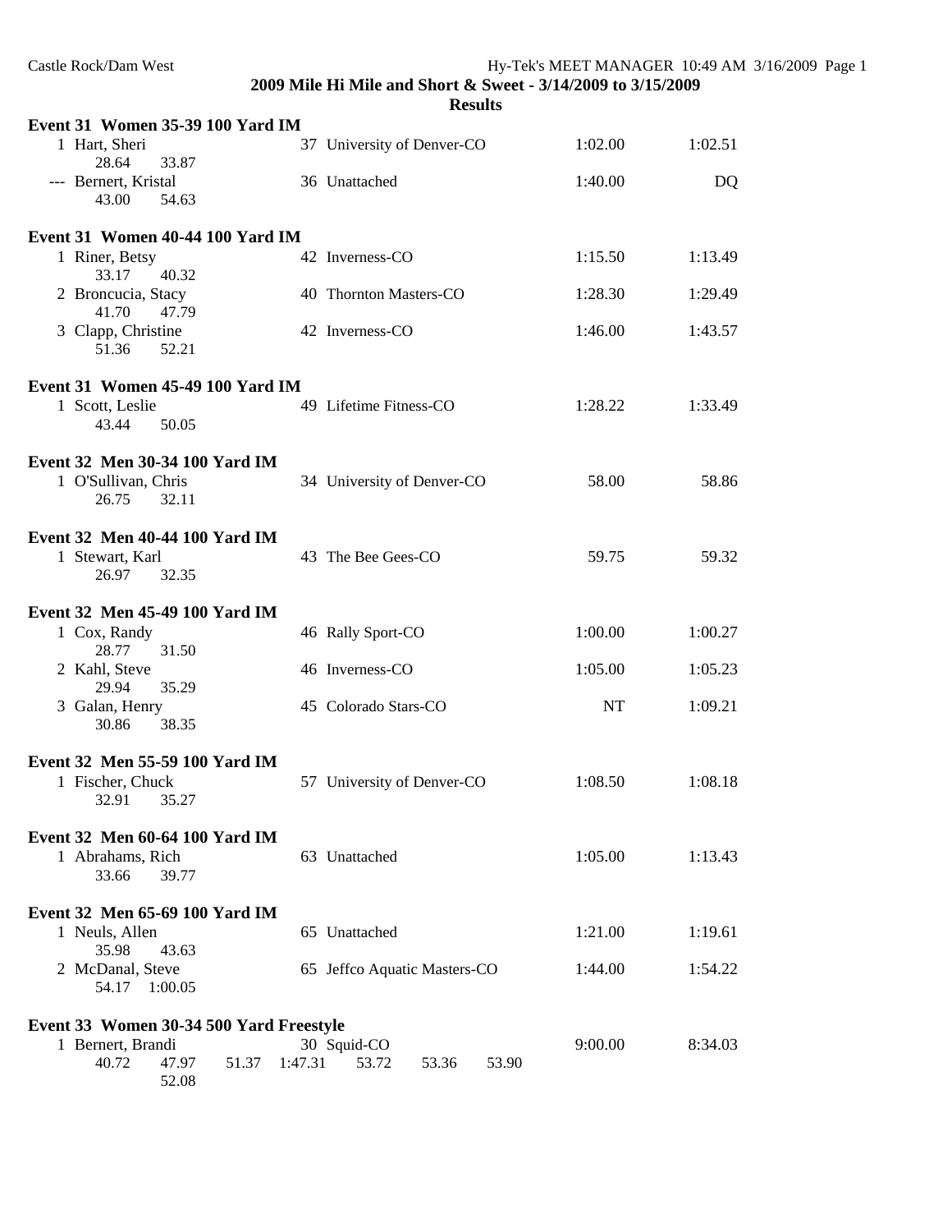## 2009 Mile Hi Mile and Short & Sweet - 3/14/2009 to 3/15/2009

### Results

**Event 31 Women 35-39 100 Yard IM**

| | | | | | |
|---|---|---|---|---|---|
| 1 | Hart, Sheri | 37 | University of Denver-CO | 1:02.00 | 1:02.51 |
| | 28.64 33.87 | | | | |
| --- | Bernert, Kristal | 36 | Unattached | 1:40.00 | DQ |
| | 43.00 54.63 | | | | |

**Event 31 Women 40-44 100 Yard IM**

| | | | | | |
|---|---|---|---|---|---|
| 1 | Riner, Betsy | 42 | Inverness-CO | 1:15.50 | 1:13.49 |
| | 33.17 40.32 | | | | |
| 2 | Broncucia, Stacy | 40 | Thornton Masters-CO | 1:28.30 | 1:29.49 |
| | 41.70 47.79 | | | | |
| 3 | Clapp, Christine | 42 | Inverness-CO | 1:46.00 | 1:43.57 |
| | 51.36 52.21 | | | | |

**Event 31 Women 45-49 100 Yard IM**

| | | | | | |
|---|---|---|---|---|---|
| 1 | Scott, Leslie | 49 | Lifetime Fitness-CO | 1:28.22 | 1:33.49 |
| | 43.44 50.05 | | | | |

**Event 32 Men 30-34 100 Yard IM**

| | | | | | |
|---|---|---|---|---|---|
| 1 | O'Sullivan, Chris | 34 | University of Denver-CO | 58.00 | 58.86 |
| | 26.75 32.11 | | | | |

**Event 32 Men 40-44 100 Yard IM**

| | | | | | |
|---|---|---|---|---|---|
| 1 | Stewart, Karl | 43 | The Bee Gees-CO | 59.75 | 59.32 |
| | 26.97 32.35 | | | | |

**Event 32 Men 45-49 100 Yard IM**

| | | | | | |
|---|---|---|---|---|---|
| 1 | Cox, Randy | 46 | Rally Sport-CO | 1:00.00 | 1:00.27 |
| | 28.77 31.50 | | | | |
| 2 | Kahl, Steve | 46 | Inverness-CO | 1:05.00 | 1:05.23 |
| | 29.94 35.29 | | | | |
| 3 | Galan, Henry | 45 | Colorado Stars-CO | NT | 1:09.21 |
| | 30.86 38.35 | | | | |

**Event 32 Men 55-59 100 Yard IM**

| | | | | | |
|---|---|---|---|---|---|
| 1 | Fischer, Chuck | 57 | University of Denver-CO | 1:08.50 | 1:08.18 |
| | 32.91 35.27 | | | | |

**Event 32 Men 60-64 100 Yard IM**

| | | | | | |
|---|---|---|---|---|---|
| 1 | Abrahams, Rich | 63 | Unattached | 1:05.00 | 1:13.43 |
| | 33.66 39.77 | | | | |

**Event 32 Men 65-69 100 Yard IM**

| | | | | | |
|---|---|---|---|---|---|
| 1 | Neuls, Allen | 65 | Unattached | 1:21.00 | 1:19.61 |
| | 35.98 43.63 | | | | |
| 2 | McDanal, Steve | 65 | Jeffco Aquatic Masters-CO | 1:44.00 | 1:54.22 |
| | 54.17 1:00.05 | | | | |

**Event 33 Women 30-34 500 Yard Freestyle**

| | | | | | |
|---|---|---|---|---|---|
| 1 | Bernert, Brandi | 30 | Squid-CO | 9:00.00 | 8:34.03 |
| | 40.72 47.97 51.37 1:47.31 53.72 53.36 53.90 52.08 | | | | |